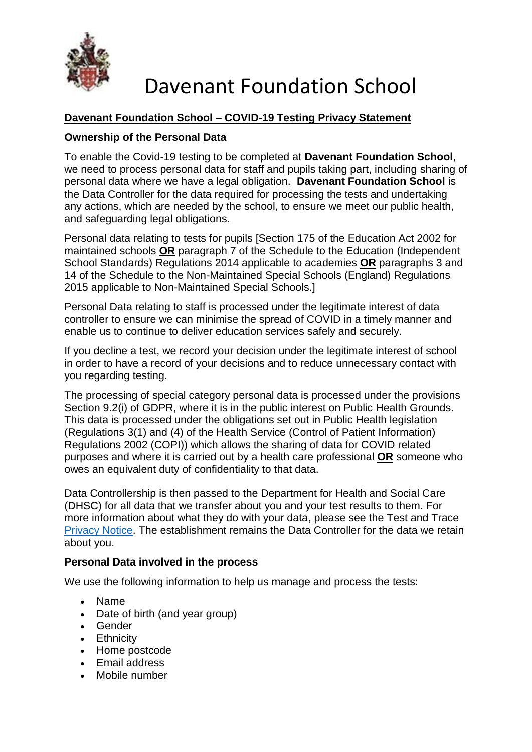# Davenant Foundation School

## Davenant Foundation School – COVID-19 Testing Privacy Statement

### Ownership of the Personal Data

To enable the Covid-19 testing to be completed at **Davenant Foundation School**, we need to process personal data for staff and pupils taking part, including sharing of personal data where we have a legal obligation. **Davenant Foundation School** is the Data Controller for the data required for processing the tests and undertaking any actions, which are needed by the school, to ensure we meet our public health, and safeguarding legal obligations.

Personal data relating to tests for pupils [Section 175 of the Education Act 2002 for maintained schools **OR** paragraph 7 of the Schedule to the Education (Independent School Standards) Regulations 2014 applicable to academies **OR** paragraphs 3 and 14 of the Schedule to the Non-Maintained Special Schools (England) Regulations 2015 applicable to Non-Maintained Special Schools.]

Personal Data relating to staff is processed under the legitimate interest of data controller to ensure we can minimise the spread of COVID in a timely manner and enable us to continue to deliver education services safely and securely.

If you decline a test, we record your decision under the legitimate interest of school in order to have a record of your decisions and to reduce unnecessary contact with you regarding testing.

The processing of special category personal data is processed under the provisions Section 9.2(i) of GDPR, where it is in the public interest on Public Health Grounds. This data is processed under the obligations set out in Public Health legislation (Regulations 3(1) and (4) of the Health Service (Control of Patient Information) Regulations 2002 (COPI)) which allows the sharing of data for COVID related purposes and where it is carried out by a health care professional **OR** someone who owes an equivalent duty of confidentiality to that data.

Data Controllership is then passed to the Department for Health and Social Care (DHSC) for all data that we transfer about you and your test results to them. For more information about what they do with your data, please see the Test and Trace Privacy Notice. The establishment remains the Data Controller for the data we retain about you.

### Personal Data involved in the process

We use the following information to help us manage and process the tests:

- Name
- Date of birth (and year group)
- Gender
- Ethnicity
- Home postcode
- Email address
- Mobile number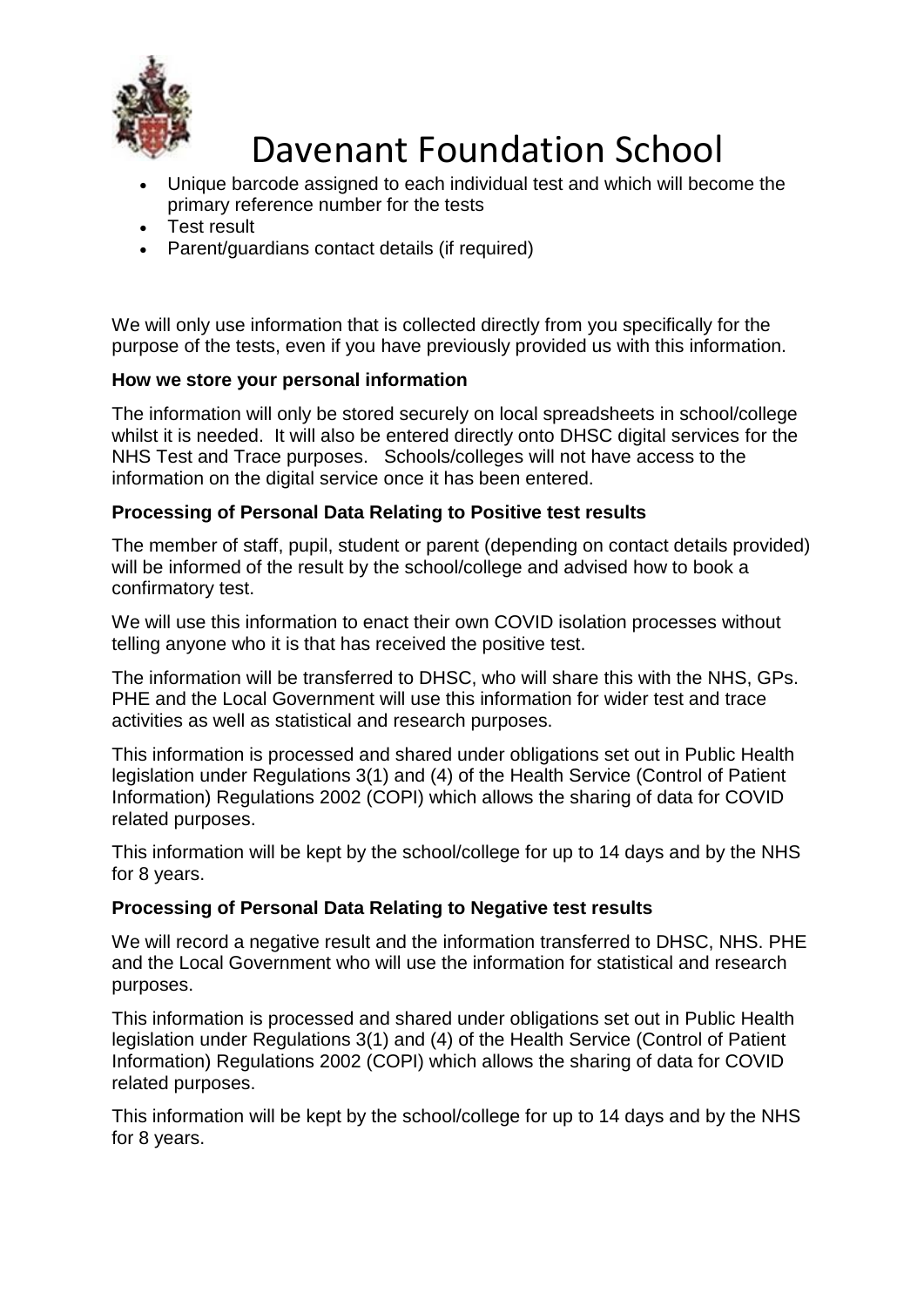- Unique barcode assigned to each individual test and which will become the primary reference number for the tests
- Test result
- Parent/guardians contact details (if required)

We will only use information that is collected directly from you specifically for the purpose of the tests, even if you have previously provided us with this information.

**How we store your personal information**

The information will only be stored securely on local spreadsheets in school/college whilst it is needed. It will also be entered directly onto DHSC digital services for the NHS Test and Trace purposes. Schools/colleges will not have access to the information on the digital service once it has been entered.

**Processing of Personal Data Relating to Positive test results**

The member of staff, pupil, student or parent (depending on contact details provided) will be informed of the result by the school/college and advised how to book a confirmatory test.

We will use this information to enact their own COVID isolation processes without telling anyone who it is that has received the positive test.

The information will be transferred to DHSC, who will share this with the NHS, GPs. PHE and the Local Government will use this information for wider test and trace activities as well as statistical and research purposes.

This information is processed and shared under obligations set out in Public Health legislation under Regulations 3(1) and (4) of the Health Service (Control of Patient Information) Regulations 2002 (COPI) which allows the sharing of data for COVID related purposes.

This information will be kept by the school/college for up to 14 days and by the NHS for 8 years.

**Processing of Personal Data Relating to Negative test results**

We will record a negative result and the information transferred to DHSC, NHS. PHE and the Local Government who will use the information for statistical and research purposes.

This information is processed and shared under obligations set out in Public Health legislation under Regulations 3(1) and (4) of the Health Service (Control of Patient Information) Regulations 2002 (COPI) which allows the sharing of data for COVID related purposes.

This information will be kept by the school/college for up to 14 days and by the NHS for 8 years.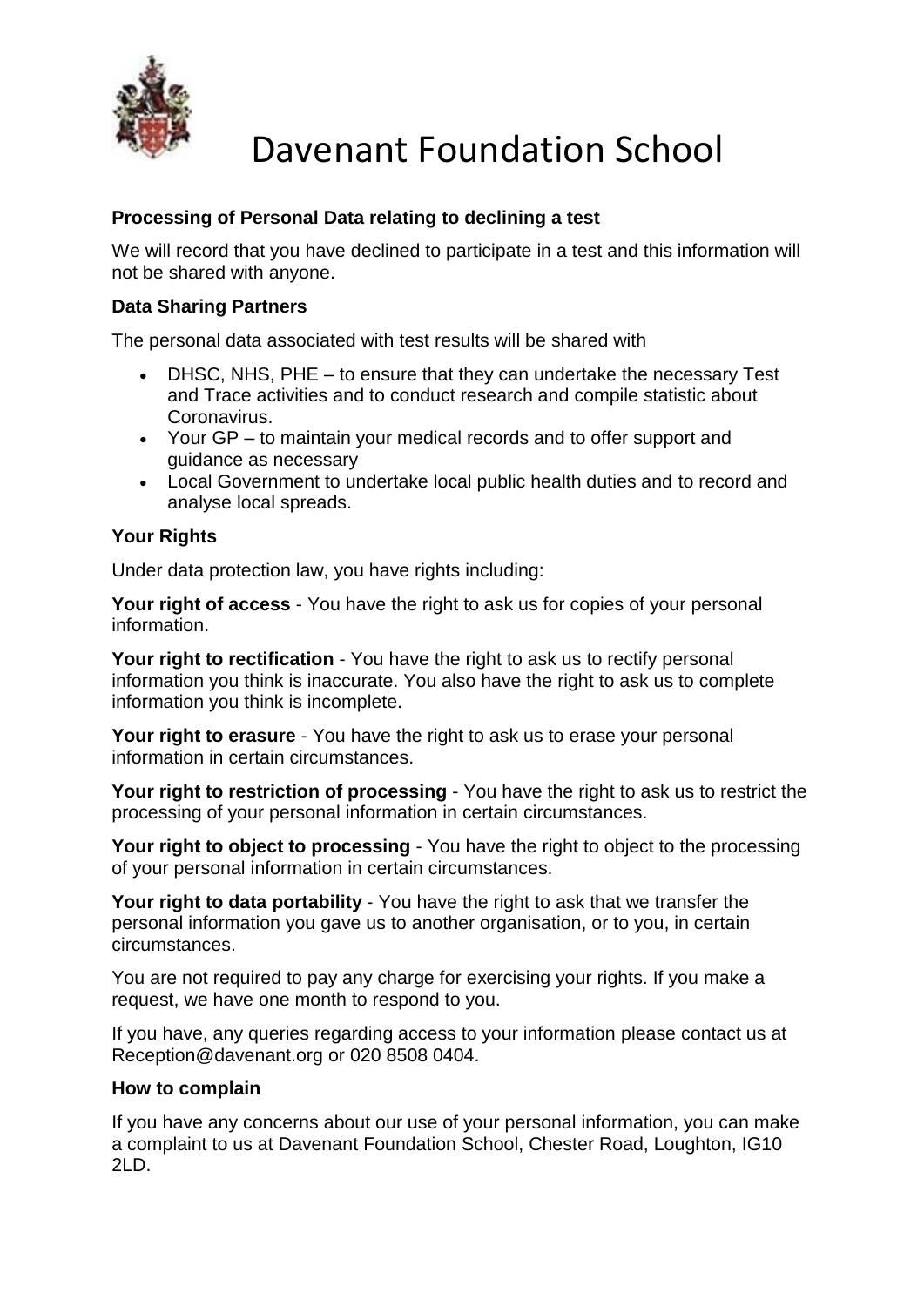# Davenant Foundation School

**Processing of Personal Data relating to declining a test**

We will record that you have declined to participate in a test and this information will not be shared with anyone.

**Data Sharing Partners**

The personal data associated with test results will be shared with

- DHSC, NHS, PHE – to ensure that they can undertake the necessary Test and Trace activities and to conduct research and compile statistic about Coronavirus.
- Your GP – to maintain your medical records and to offer support and guidance as necessary
- Local Government to undertake local public health duties and to record and analyse local spreads.

**Your Rights**

Under data protection law, you have rights including:

**Your right of access** - You have the right to ask us for copies of your personal information.

**Your right to rectification** - You have the right to ask us to rectify personal information you think is inaccurate. You also have the right to ask us to complete information you think is incomplete.

**Your right to erasure** - You have the right to ask us to erase your personal information in certain circumstances.

**Your right to restriction of processing** - You have the right to ask us to restrict the processing of your personal information in certain circumstances.

**Your right to object to processing** - You have the right to object to the processing of your personal information in certain circumstances.

**Your right to data portability** - You have the right to ask that we transfer the personal information you gave us to another organisation, or to you, in certain circumstances.

You are not required to pay any charge for exercising your rights. If you make a request, we have one month to respond to you.

If you have, any queries regarding access to your information please contact us at Reception@davenant.org or 020 8508 0404.

**How to complain**

If you have any concerns about our use of your personal information, you can make a complaint to us at Davenant Foundation School, Chester Road, Loughton, IG10 2LD.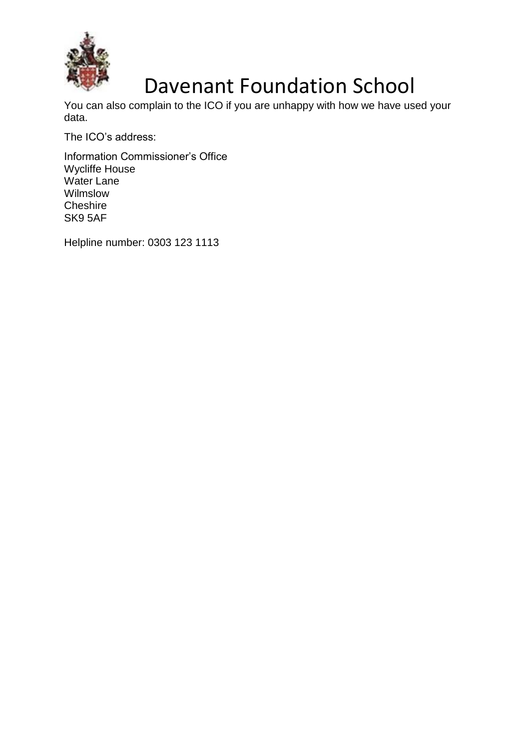You can also complain to the ICO if you are unhappy with how we have used your data.

The ICO's address:

Information Commissioner's Office
Wycliffe House
Water Lane
Wilmslow
Cheshire
SK9 5AF

Helpline number: 0303 123 1113